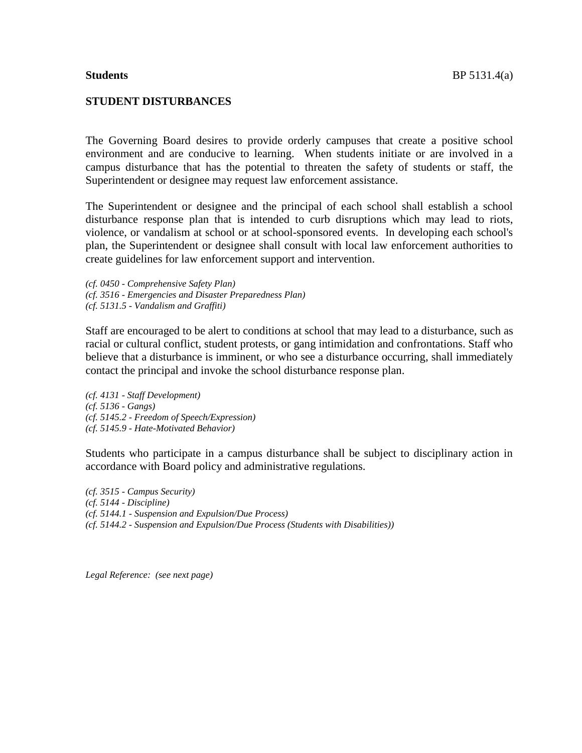**Students** BP 5131.4(a)

## STUDENT DISTURBANCES

The Governing Board desires to provide orderly campuses that create a positive school environment and are conducive to learning. When students initiate or are involved in a campus disturbance that has the potential to threaten the safety of students or staff, the Superintendent or designee may request law enforcement assistance.

The Superintendent or designee and the principal of each school shall establish a school disturbance response plan that is intended to curb disruptions which may lead to riots, violence, or vandalism at school or at school-sponsored events. In developing each school's plan, the Superintendent or designee shall consult with local law enforcement authorities to create guidelines for law enforcement support and intervention.

*(cf. 0450 - Comprehensive Safety Plan)*
*(cf. 3516 - Emergencies and Disaster Preparedness Plan)*
*(cf. 5131.5 - Vandalism and Graffiti)*

Staff are encouraged to be alert to conditions at school that may lead to a disturbance, such as racial or cultural conflict, student protests, or gang intimidation and confrontations. Staff who believe that a disturbance is imminent, or who see a disturbance occurring, shall immediately contact the principal and invoke the school disturbance response plan.

*(cf. 4131 - Staff Development)*
*(cf. 5136 - Gangs)*
*(cf. 5145.2 - Freedom of Speech/Expression)*
*(cf. 5145.9 - Hate-Motivated Behavior)*

Students who participate in a campus disturbance shall be subject to disciplinary action in accordance with Board policy and administrative regulations.

*(cf. 3515 - Campus Security)*
*(cf. 5144 - Discipline)*
*(cf. 5144.1 - Suspension and Expulsion/Due Process)*
*(cf. 5144.2 - Suspension and Expulsion/Due Process (Students with Disabilities))*

*Legal Reference: (see next page)*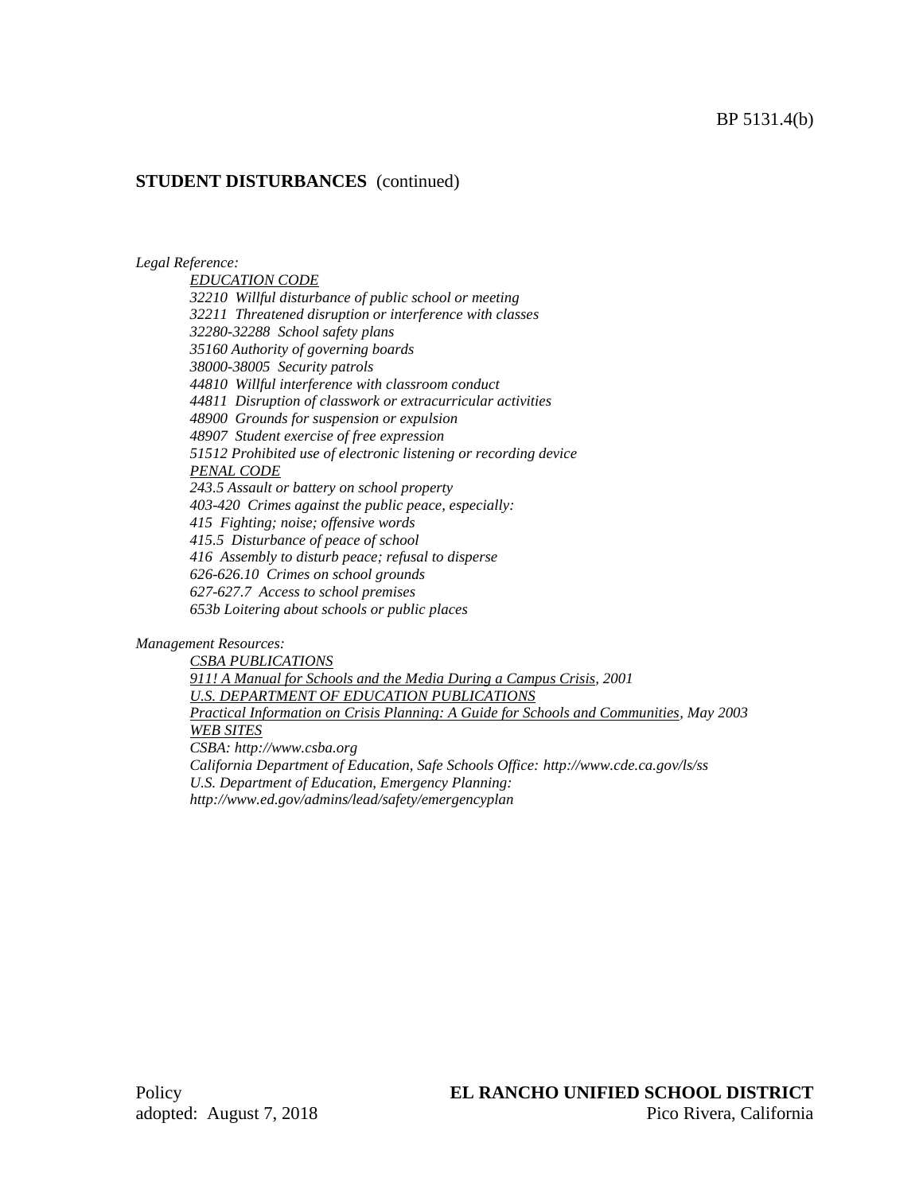**STUDENT DISTURBANCES** (continued)

*Legal Reference:*

*EDUCATION CODE*
*32210 Willful disturbance of public school or meeting*
*32211 Threatened disruption or interference with classes*
*32280-32288 School safety plans*
*35160 Authority of governing boards*
*38000-38005 Security patrols*
*44810 Willful interference with classroom conduct*
*44811 Disruption of classwork or extracurricular activities*
*48900 Grounds for suspension or expulsion*
*48907 Student exercise of free expression*
*51512 Prohibited use of electronic listening or recording device*
*PENAL CODE*
*243.5 Assault or battery on school property*
*403-420 Crimes against the public peace, especially:*
*415 Fighting; noise; offensive words*
*415.5 Disturbance of peace of school*
*416 Assembly to disturb peace; refusal to disperse*
*626-626.10 Crimes on school grounds*
*627-627.7 Access to school premises*
*653b Loitering about schools or public places*

*Management Resources:*

*CSBA PUBLICATIONS*
*911! A Manual for Schools and the Media During a Campus Crisis, 2001*
*U.S. DEPARTMENT OF EDUCATION PUBLICATIONS*
*Practical Information on Crisis Planning: A Guide for Schools and Communities, May 2003*
*WEB SITES*
*CSBA: http://www.csba.org*
*California Department of Education, Safe Schools Office: http://www.cde.ca.gov/ls/ss*
*U.S. Department of Education, Emergency Planning:*
*http://www.ed.gov/admins/lead/safety/emergencyplan*

Policy
adopted: August 7, 2018

**EL RANCHO UNIFIED SCHOOL DISTRICT**
Pico Rivera, California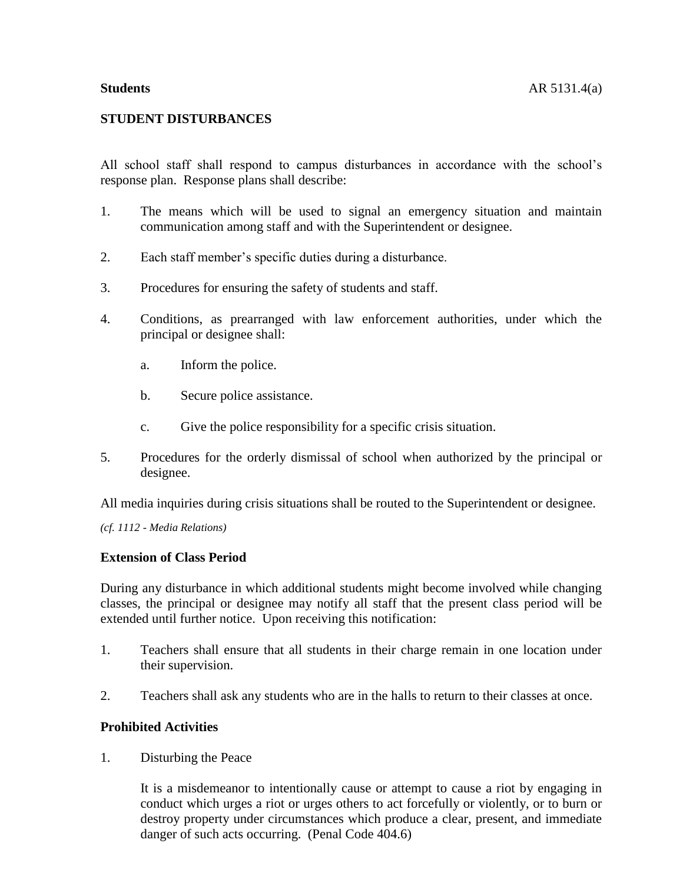**Students** AR 5131.4(a)

## STUDENT DISTURBANCES

All school staff shall respond to campus disturbances in accordance with the school's response plan. Response plans shall describe:

1. The means which will be used to signal an emergency situation and maintain communication among staff and with the Superintendent or designee.

2. Each staff member's specific duties during a disturbance.

3. Procedures for ensuring the safety of students and staff.

4. Conditions, as prearranged with law enforcement authorities, under which the principal or designee shall:

   a. Inform the police.

   b. Secure police assistance.

   c. Give the police responsibility for a specific crisis situation.

5. Procedures for the orderly dismissal of school when authorized by the principal or designee.

All media inquiries during crisis situations shall be routed to the Superintendent or designee.

*(cf. 1112 - Media Relations)*

### Extension of Class Period

During any disturbance in which additional students might become involved while changing classes, the principal or designee may notify all staff that the present class period will be extended until further notice. Upon receiving this notification:

1. Teachers shall ensure that all students in their charge remain in one location under their supervision.

2. Teachers shall ask any students who are in the halls to return to their classes at once.

### Prohibited Activities

1. Disturbing the Peace

   It is a misdemeanor to intentionally cause or attempt to cause a riot by engaging in conduct which urges a riot or urges others to act forcefully or violently, or to burn or destroy property under circumstances which produce a clear, present, and immediate danger of such acts occurring. (Penal Code 404.6)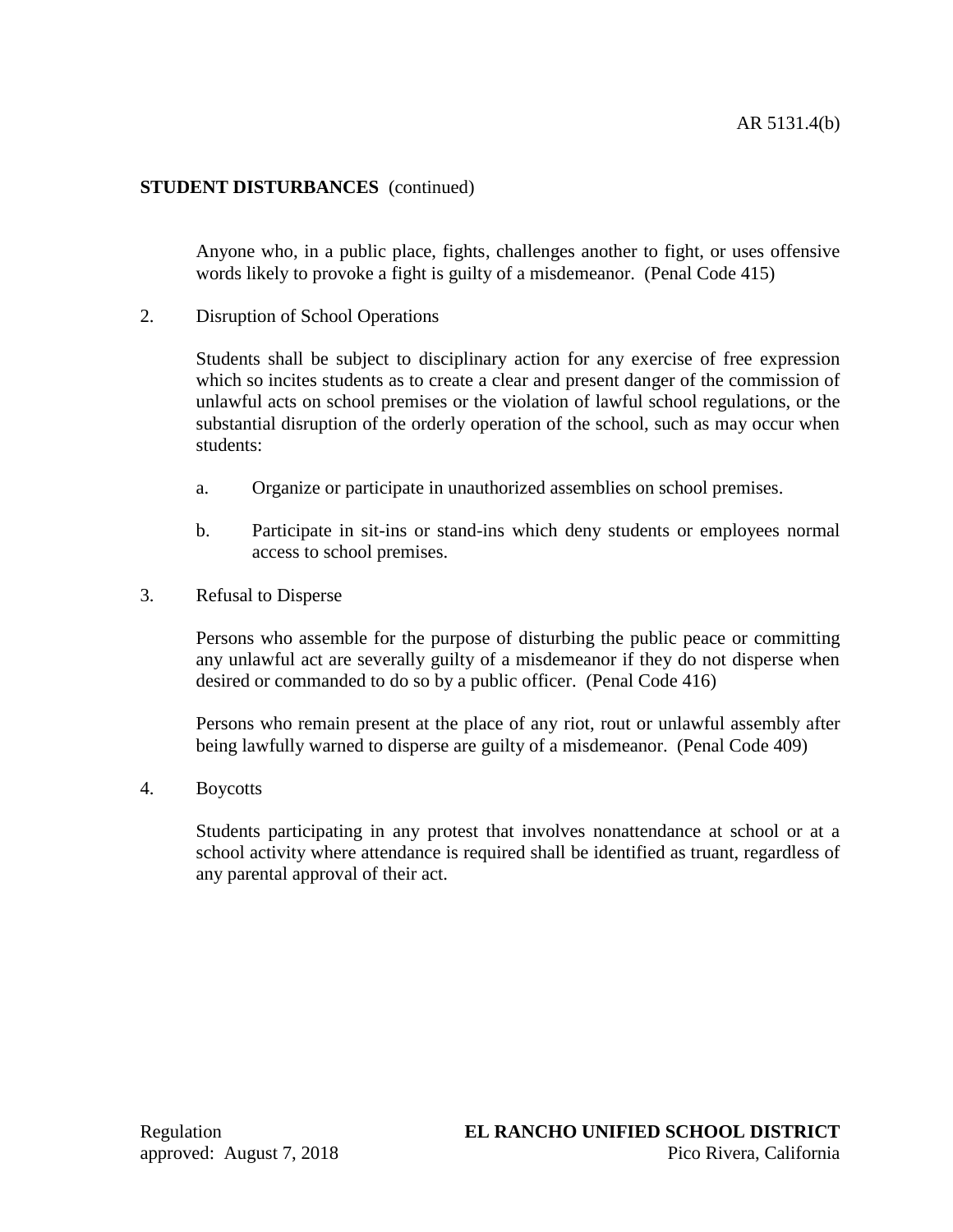**STUDENT DISTURBANCES** (continued)

Anyone who, in a public place, fights, challenges another to fight, or uses offensive words likely to provoke a fight is guilty of a misdemeanor. (Penal Code 415)

2. Disruption of School Operations

   Students shall be subject to disciplinary action for any exercise of free expression which so incites students as to create a clear and present danger of the commission of unlawful acts on school premises or the violation of lawful school regulations, or the substantial disruption of the orderly operation of the school, such as may occur when students:

   a. Organize or participate in unauthorized assemblies on school premises.

   b. Participate in sit-ins or stand-ins which deny students or employees normal access to school premises.

3. Refusal to Disperse

   Persons who assemble for the purpose of disturbing the public peace or committing any unlawful act are severally guilty of a misdemeanor if they do not disperse when desired or commanded to do so by a public officer. (Penal Code 416)

   Persons who remain present at the place of any riot, rout or unlawful assembly after being lawfully warned to disperse are guilty of a misdemeanor. (Penal Code 409)

4. Boycotts

   Students participating in any protest that involves nonattendance at school or at a school activity where attendance is required shall be identified as truant, regardless of any parental approval of their act.

Regulation approved: August 7, 2018

**EL RANCHO UNIFIED SCHOOL DISTRICT**
Pico Rivera, California